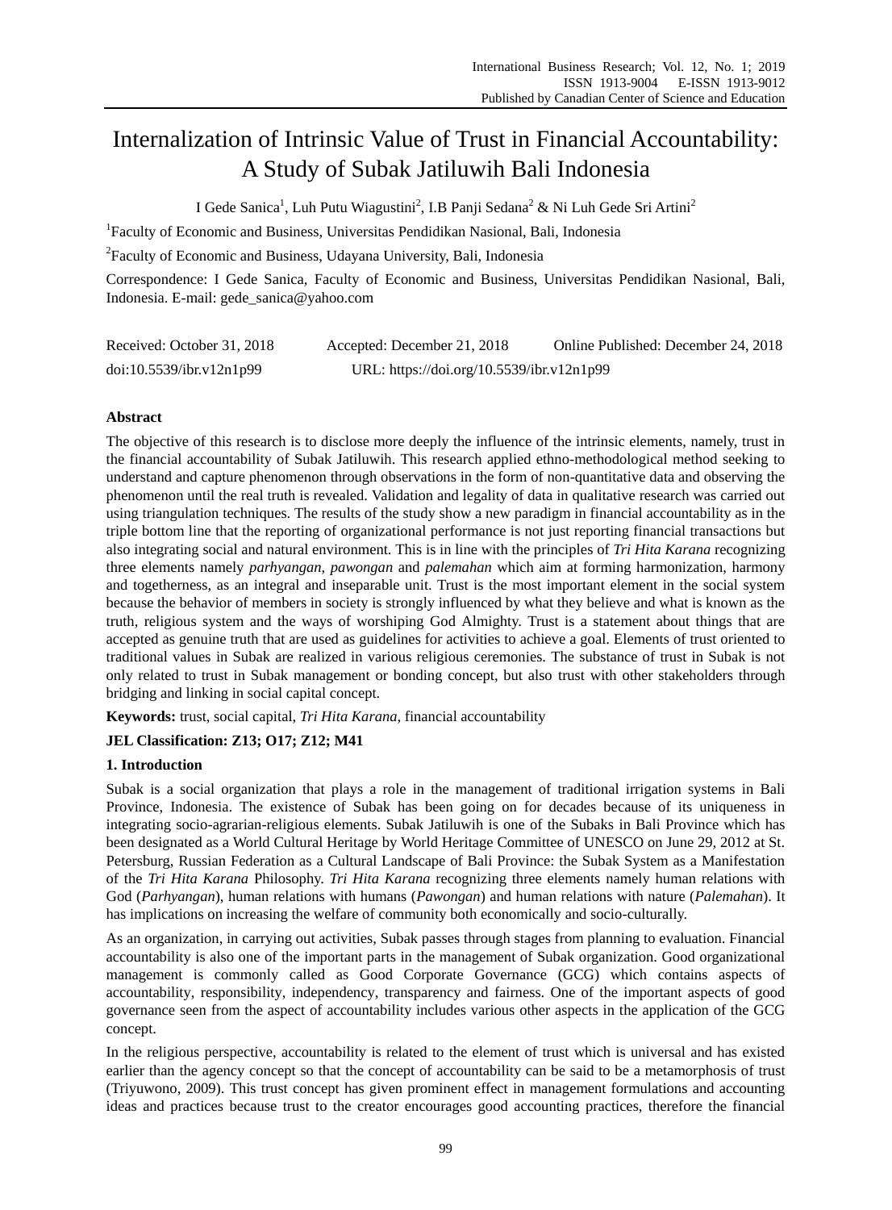# Internalization of Intrinsic Value of Trust in Financial Accountability: A Study of Subak Jatiluwih Bali Indonesia

I Gede Sanica[1], Luh Putu Wiagustini[2], I.B Panji Sedana[2] & Ni Luh Gede Sri Artini[2]

[1]Faculty of Economic and Business, Universitas Pendidikan Nasional, Bali, Indonesia

[2]Faculty of Economic and Business, Udayana University, Bali, Indonesia

Correspondence: I Gede Sanica, Faculty of Economic and Business, Universitas Pendidikan Nasional, Bali, Indonesia. E-mail: gede_sanica@yahoo.com

Received: October 31, 2018   Accepted: December 21, 2018   Online Published: December 24, 2018

doi:10.5539/ibr.v12n1p99   URL: https://doi.org/10.5539/ibr.v12n1p99

## Abstract

The objective of this research is to disclose more deeply the influence of the intrinsic elements, namely, trust in the financial accountability of Subak Jatiluwih. This research applied ethno-methodological method seeking to understand and capture phenomenon through observations in the form of non-quantitative data and observing the phenomenon until the real truth is revealed. Validation and legality of data in qualitative research was carried out using triangulation techniques. The results of the study show a new paradigm in financial accountability as in the triple bottom line that the reporting of organizational performance is not just reporting financial transactions but also integrating social and natural environment. This is in line with the principles of *Tri Hita Karana* recognizing three elements namely *parhyangan*, *pawongan* and *palemahan* which aim at forming harmonization, harmony and togetherness, as an integral and inseparable unit. Trust is the most important element in the social system because the behavior of members in society is strongly influenced by what they believe and what is known as the truth, religious system and the ways of worshiping God Almighty. Trust is a statement about things that are accepted as genuine truth that are used as guidelines for activities to achieve a goal. Elements of trust oriented to traditional values in Subak are realized in various religious ceremonies. The substance of trust in Subak is not only related to trust in Subak management or bonding concept, but also trust with other stakeholders through bridging and linking in social capital concept.

**Keywords:** trust, social capital, *Tri Hita Karana*, financial accountability

**JEL Classification: Z13; O17; Z12; M41**

## 1. Introduction

Subak is a social organization that plays a role in the management of traditional irrigation systems in Bali Province, Indonesia. The existence of Subak has been going on for decades because of its uniqueness in integrating socio-agrarian-religious elements. Subak Jatiluwih is one of the Subaks in Bali Province which has been designated as a World Cultural Heritage by World Heritage Committee of UNESCO on June 29, 2012 at St. Petersburg, Russian Federation as a Cultural Landscape of Bali Province: the Subak System as a Manifestation of the *Tri Hita Karana* Philosophy. *Tri Hita Karana* recognizing three elements namely human relations with God (*Parhyangan*), human relations with humans (*Pawongan*) and human relations with nature (*Palemahan*). It has implications on increasing the welfare of community both economically and socio-culturally.

As an organization, in carrying out activities, Subak passes through stages from planning to evaluation. Financial accountability is also one of the important parts in the management of Subak organization. Good organizational management is commonly called as Good Corporate Governance (GCG) which contains aspects of accountability, responsibility, independency, transparency and fairness. One of the important aspects of good governance seen from the aspect of accountability includes various other aspects in the application of the GCG concept.

In the religious perspective, accountability is related to the element of trust which is universal and has existed earlier than the agency concept so that the concept of accountability can be said to be a metamorphosis of trust (Triyuwono, 2009). This trust concept has given prominent effect in management formulations and accounting ideas and practices because trust to the creator encourages good accounting practices, therefore the financial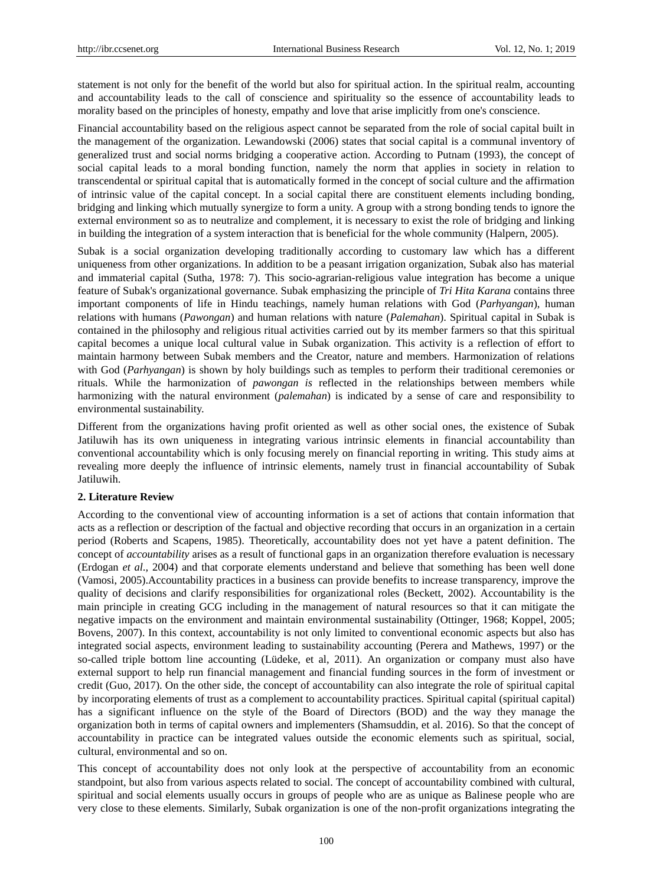statement is not only for the benefit of the world but also for spiritual action. In the spiritual realm, accounting and accountability leads to the call of conscience and spirituality so the essence of accountability leads to morality based on the principles of honesty, empathy and love that arise implicitly from one's conscience.

Financial accountability based on the religious aspect cannot be separated from the role of social capital built in the management of the organization. Lewandowski (2006) states that social capital is a communal inventory of generalized trust and social norms bridging a cooperative action. According to Putnam (1993), the concept of social capital leads to a moral bonding function, namely the norm that applies in society in relation to transcendental or spiritual capital that is automatically formed in the concept of social culture and the affirmation of intrinsic value of the capital concept. In a social capital there are constituent elements including bonding, bridging and linking which mutually synergize to form a unity. A group with a strong bonding tends to ignore the external environment so as to neutralize and complement, it is necessary to exist the role of bridging and linking in building the integration of a system interaction that is beneficial for the whole community (Halpern, 2005).

Subak is a social organization developing traditionally according to customary law which has a different uniqueness from other organizations. In addition to be a peasant irrigation organization, Subak also has material and immaterial capital (Sutha, 1978: 7). This socio-agrarian-religious value integration has become a unique feature of Subak's organizational governance. Subak emphasizing the principle of *Tri Hita Karana* contains three important components of life in Hindu teachings, namely human relations with God (*Parhyangan*), human relations with humans (*Pawongan*) and human relations with nature (*Palemahan*). Spiritual capital in Subak is contained in the philosophy and religious ritual activities carried out by its member farmers so that this spiritual capital becomes a unique local cultural value in Subak organization. This activity is a reflection of effort to maintain harmony between Subak members and the Creator, nature and members. Harmonization of relations with God (*Parhyangan*) is shown by holy buildings such as temples to perform their traditional ceremonies or rituals. While the harmonization of *pawongan is* reflected in the relationships between members while harmonizing with the natural environment (*palemahan*) is indicated by a sense of care and responsibility to environmental sustainability.

Different from the organizations having profit oriented as well as other social ones, the existence of Subak Jatiluwih has its own uniqueness in integrating various intrinsic elements in financial accountability than conventional accountability which is only focusing merely on financial reporting in writing. This study aims at revealing more deeply the influence of intrinsic elements, namely trust in financial accountability of Subak Jatiluwih.

## 2. Literature Review

According to the conventional view of accounting information is a set of actions that contain information that acts as a reflection or description of the factual and objective recording that occurs in an organization in a certain period (Roberts and Scapens, 1985). Theoretically, accountability does not yet have a patent definition. The concept of *accountability* arises as a result of functional gaps in an organization therefore evaluation is necessary (Erdogan *et al.*, 2004) and that corporate elements understand and believe that something has been well done (Vamosi, 2005).Accountability practices in a business can provide benefits to increase transparency, improve the quality of decisions and clarify responsibilities for organizational roles (Beckett, 2002). Accountability is the main principle in creating GCG including in the management of natural resources so that it can mitigate the negative impacts on the environment and maintain environmental sustainability (Ottinger, 1968; Koppel, 2005; Bovens, 2007). In this context, accountability is not only limited to conventional economic aspects but also has integrated social aspects, environment leading to sustainability accounting (Perera and Mathews, 1997) or the so-called triple bottom line accounting (Lüdeke, et al, 2011). An organization or company must also have external support to help run financial management and financial funding sources in the form of investment or credit (Guo, 2017). On the other side, the concept of accountability can also integrate the role of spiritual capital by incorporating elements of trust as a complement to accountability practices. Spiritual capital (spiritual capital) has a significant influence on the style of the Board of Directors (BOD) and the way they manage the organization both in terms of capital owners and implementers (Shamsuddin, et al. 2016). So that the concept of accountability in practice can be integrated values outside the economic elements such as spiritual, social, cultural, environmental and so on.

This concept of accountability does not only look at the perspective of accountability from an economic standpoint, but also from various aspects related to social. The concept of accountability combined with cultural, spiritual and social elements usually occurs in groups of people who are as unique as Balinese people who are very close to these elements. Similarly, Subak organization is one of the non-profit organizations integrating the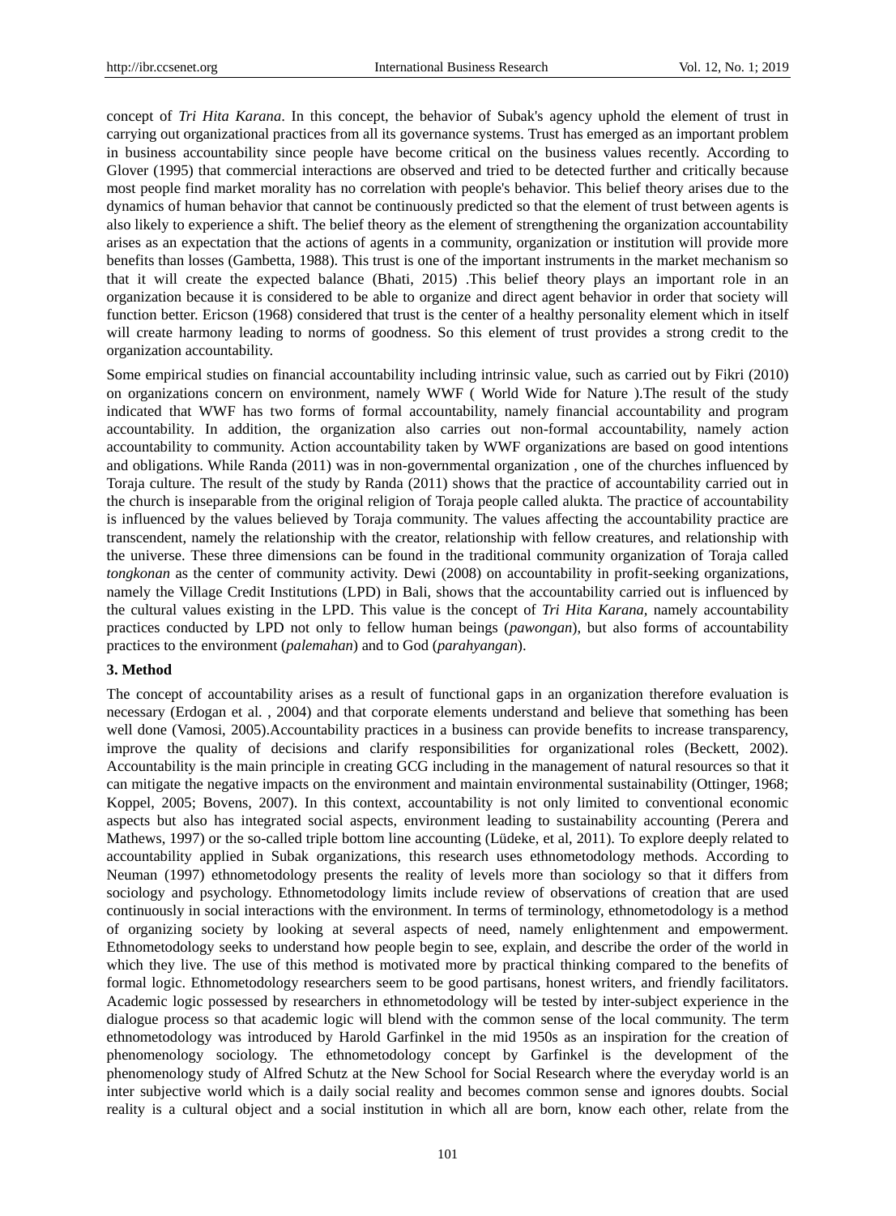concept of *Tri Hita Karana*. In this concept, the behavior of Subak's agency uphold the element of trust in carrying out organizational practices from all its governance systems. Trust has emerged as an important problem in business accountability since people have become critical on the business values recently. According to Glover (1995) that commercial interactions are observed and tried to be detected further and critically because most people find market morality has no correlation with people's behavior. This belief theory arises due to the dynamics of human behavior that cannot be continuously predicted so that the element of trust between agents is also likely to experience a shift. The belief theory as the element of strengthening the organization accountability arises as an expectation that the actions of agents in a community, organization or institution will provide more benefits than losses (Gambetta, 1988). This trust is one of the important instruments in the market mechanism so that it will create the expected balance (Bhati, 2015) .This belief theory plays an important role in an organization because it is considered to be able to organize and direct agent behavior in order that society will function better. Ericson (1968) considered that trust is the center of a healthy personality element which in itself will create harmony leading to norms of goodness. So this element of trust provides a strong credit to the organization accountability.

Some empirical studies on financial accountability including intrinsic value, such as carried out by Fikri (2010) on organizations concern on environment, namely WWF ( World Wide for Nature ).The result of the study indicated that WWF has two forms of formal accountability, namely financial accountability and program accountability. In addition, the organization also carries out non-formal accountability, namely action accountability to community. Action accountability taken by WWF organizations are based on good intentions and obligations. While Randa (2011) was in non-governmental organization , one of the churches influenced by Toraja culture. The result of the study by Randa (2011) shows that the practice of accountability carried out in the church is inseparable from the original religion of Toraja people called alukta. The practice of accountability is influenced by the values believed by Toraja community. The values affecting the accountability practice are transcendent, namely the relationship with the creator, relationship with fellow creatures, and relationship with the universe. These three dimensions can be found in the traditional community organization of Toraja called *tongkonan* as the center of community activity. Dewi (2008) on accountability in profit-seeking organizations, namely the Village Credit Institutions (LPD) in Bali, shows that the accountability carried out is influenced by the cultural values existing in the LPD. This value is the concept of *Tri Hita Karana*, namely accountability practices conducted by LPD not only to fellow human beings (*pawongan*), but also forms of accountability practices to the environment (*palemahan*) and to God (*parahyangan*).

### 3. Method

The concept of accountability arises as a result of functional gaps in an organization therefore evaluation is necessary (Erdogan et al. , 2004) and that corporate elements understand and believe that something has been well done (Vamosi, 2005).Accountability practices in a business can provide benefits to increase transparency, improve the quality of decisions and clarify responsibilities for organizational roles (Beckett, 2002). Accountability is the main principle in creating GCG including in the management of natural resources so that it can mitigate the negative impacts on the environment and maintain environmental sustainability (Ottinger, 1968; Koppel, 2005; Bovens, 2007). In this context, accountability is not only limited to conventional economic aspects but also has integrated social aspects, environment leading to sustainability accounting (Perera and Mathews, 1997) or the so-called triple bottom line accounting (Lüdeke, et al, 2011). To explore deeply related to accountability applied in Subak organizations, this research uses ethnometodology methods. According to Neuman (1997) ethnometodology presents the reality of levels more than sociology so that it differs from sociology and psychology. Ethnometodology limits include review of observations of creation that are used continuously in social interactions with the environment. In terms of terminology, ethnometodology is a method of organizing society by looking at several aspects of need, namely enlightenment and empowerment. Ethnometodology seeks to understand how people begin to see, explain, and describe the order of the world in which they live. The use of this method is motivated more by practical thinking compared to the benefits of formal logic. Ethnometodology researchers seem to be good partisans, honest writers, and friendly facilitators. Academic logic possessed by researchers in ethnometodology will be tested by inter-subject experience in the dialogue process so that academic logic will blend with the common sense of the local community. The term ethnometodology was introduced by Harold Garfinkel in the mid 1950s as an inspiration for the creation of phenomenology sociology. The ethnometodology concept by Garfinkel is the development of the phenomenology study of Alfred Schutz at the New School for Social Research where the everyday world is an inter subjective world which is a daily social reality and becomes common sense and ignores doubts. Social reality is a cultural object and a social institution in which all are born, know each other, relate from the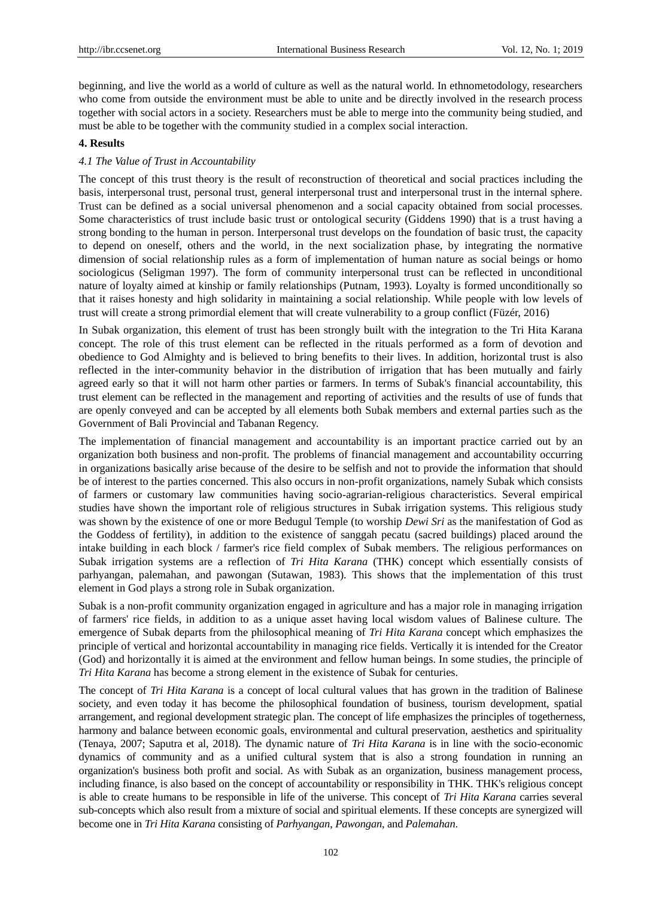beginning, and live the world as a world of culture as well as the natural world. In ethnometodology, researchers who come from outside the environment must be able to unite and be directly involved in the research process together with social actors in a society. Researchers must be able to merge into the community being studied, and must be able to be together with the community studied in a complex social interaction.

## 4. Results

### *4.1 The Value of Trust in Accountability*

The concept of this trust theory is the result of reconstruction of theoretical and social practices including the basis, interpersonal trust, personal trust, general interpersonal trust and interpersonal trust in the internal sphere. Trust can be defined as a social universal phenomenon and a social capacity obtained from social processes. Some characteristics of trust include basic trust or ontological security (Giddens 1990) that is a trust having a strong bonding to the human in person. Interpersonal trust develops on the foundation of basic trust, the capacity to depend on oneself, others and the world, in the next socialization phase, by integrating the normative dimension of social relationship rules as a form of implementation of human nature as social beings or homo sociologicus (Seligman 1997). The form of community interpersonal trust can be reflected in unconditional nature of loyalty aimed at kinship or family relationships (Putnam, 1993). Loyalty is formed unconditionally so that it raises honesty and high solidarity in maintaining a social relationship. While people with low levels of trust will create a strong primordial element that will create vulnerability to a group conflict (Füzér, 2016)

In Subak organization, this element of trust has been strongly built with the integration to the Tri Hita Karana concept. The role of this trust element can be reflected in the rituals performed as a form of devotion and obedience to God Almighty and is believed to bring benefits to their lives. In addition, horizontal trust is also reflected in the inter-community behavior in the distribution of irrigation that has been mutually and fairly agreed early so that it will not harm other parties or farmers. In terms of Subak's financial accountability, this trust element can be reflected in the management and reporting of activities and the results of use of funds that are openly conveyed and can be accepted by all elements both Subak members and external parties such as the Government of Bali Provincial and Tabanan Regency.

The implementation of financial management and accountability is an important practice carried out by an organization both business and non-profit. The problems of financial management and accountability occurring in organizations basically arise because of the desire to be selfish and not to provide the information that should be of interest to the parties concerned. This also occurs in non-profit organizations, namely Subak which consists of farmers or customary law communities having socio-agrarian-religious characteristics. Several empirical studies have shown the important role of religious structures in Subak irrigation systems. This religious study was shown by the existence of one or more Bedugul Temple (to worship *Dewi Sri* as the manifestation of God as the Goddess of fertility), in addition to the existence of sanggah pecatu (sacred buildings) placed around the intake building in each block / farmer's rice field complex of Subak members. The religious performances on Subak irrigation systems are a reflection of *Tri Hita Karana* (THK) concept which essentially consists of parhyangan, palemahan, and pawongan (Sutawan, 1983). This shows that the implementation of this trust element in God plays a strong role in Subak organization.

Subak is a non-profit community organization engaged in agriculture and has a major role in managing irrigation of farmers' rice fields, in addition to as a unique asset having local wisdom values of Balinese culture. The emergence of Subak departs from the philosophical meaning of *Tri Hita Karana* concept which emphasizes the principle of vertical and horizontal accountability in managing rice fields. Vertically it is intended for the Creator (God) and horizontally it is aimed at the environment and fellow human beings. In some studies, the principle of *Tri Hita Karana* has become a strong element in the existence of Subak for centuries.

The concept of *Tri Hita Karana* is a concept of local cultural values that has grown in the tradition of Balinese society, and even today it has become the philosophical foundation of business, tourism development, spatial arrangement, and regional development strategic plan. The concept of life emphasizes the principles of togetherness, harmony and balance between economic goals, environmental and cultural preservation, aesthetics and spirituality (Tenaya, 2007; Saputra et al, 2018). The dynamic nature of *Tri Hita Karana* is in line with the socio-economic dynamics of community and as a unified cultural system that is also a strong foundation in running an organization's business both profit and social. As with Subak as an organization, business management process, including finance, is also based on the concept of accountability or responsibility in THK. THK's religious concept is able to create humans to be responsible in life of the universe. This concept of *Tri Hita Karana* carries several sub-concepts which also result from a mixture of social and spiritual elements. If these concepts are synergized will become one in *Tri Hita Karana* consisting of *Parhyangan*, *Pawongan*, and *Palemahan*.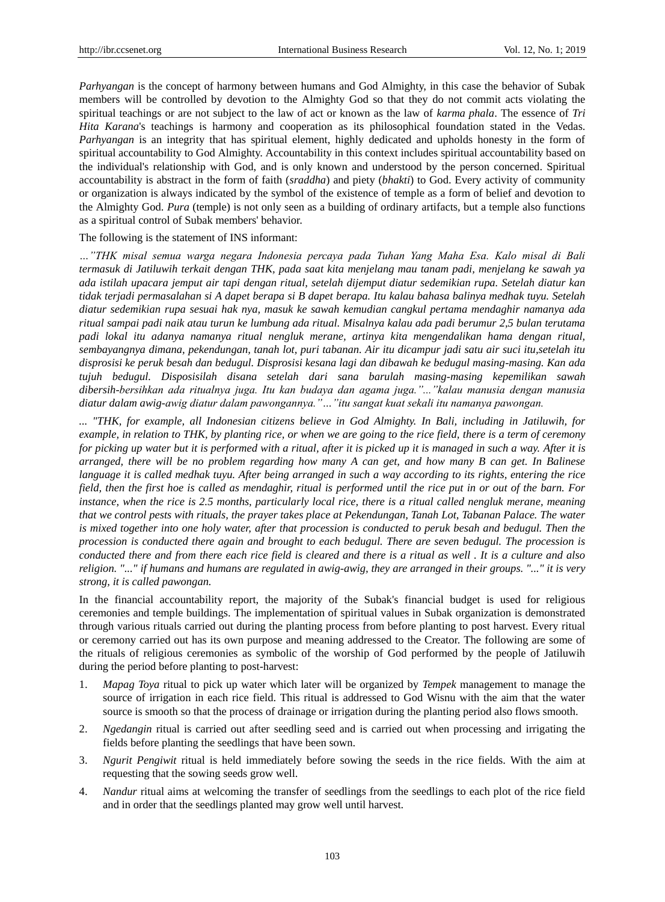*Parhyangan* is the concept of harmony between humans and God Almighty, in this case the behavior of Subak members will be controlled by devotion to the Almighty God so that they do not commit acts violating the spiritual teachings or are not subject to the law of act or known as the law of *karma phala*. The essence of *Tri Hita Karana*'s teachings is harmony and cooperation as its philosophical foundation stated in the Vedas. *Parhyangan* is an integrity that has spiritual element, highly dedicated and upholds honesty in the form of spiritual accountability to God Almighty. Accountability in this context includes spiritual accountability based on the individual's relationship with God, and is only known and understood by the person concerned. Spiritual accountability is abstract in the form of faith (*sraddha*) and piety (*bhakti*) to God. Every activity of community or organization is always indicated by the symbol of the existence of temple as a form of belief and devotion to the Almighty God. *Pura* (temple) is not only seen as a building of ordinary artifacts, but a temple also functions as a spiritual control of Subak members' behavior.

The following is the statement of INS informant:

*…"THK misal semua warga negara Indonesia percaya pada Tuhan Yang Maha Esa. Kalo misal di Bali termasuk di Jatiluwih terkait dengan THK, pada saat kita menjelang mau tanam padi, menjelang ke sawah ya ada istilah upacara jemput air tapi dengan ritual, setelah dijemput diatur sedemikian rupa. Setelah diatur kan tidak terjadi permasalahan si A dapet berapa si B dapet berapa. Itu kalau bahasa balinya medhak tuyu. Setelah diatur sedemikian rupa sesuai hak nya, masuk ke sawah kemudian cangkul pertama mendaghir namanya ada ritual sampai padi naik atau turun ke lumbung ada ritual. Misalnya kalau ada padi berumur 2,5 bulan terutama padi lokal itu adanya namanya ritual nengluk merane, artinya kita mengendalikan hama dengan ritual, sembayangnya dimana, pekendungan, tanah lot, puri tabanan. Air itu dicampur jadi satu air suci itu,setelah itu disprosisi ke peruk besah dan bedugul. Disprosisi kesana lagi dan dibawah ke bedugul masing-masing. Kan ada tujuh bedugul. Disposisilah disana setelah dari sana barulah masing-masing kepemilikan sawah dibersih-bersihkan ada ritualnya juga. Itu kan budaya dan agama juga."…"kalau manusia dengan manusia diatur dalam awig-awig diatur dalam pawongannya."…"itu sangat kuat sekali itu namanya pawongan.*

*... "THK, for example, all Indonesian citizens believe in God Almighty. In Bali, including in Jatiluwih, for example, in relation to THK, by planting rice, or when we are going to the rice field, there is a term of ceremony for picking up water but it is performed with a ritual, after it is picked up it is managed in such a way. After it is arranged, there will be no problem regarding how many A can get, and how many B can get. In Balinese language it is called medhak tuyu. After being arranged in such a way according to its rights, entering the rice field, then the first hoe is called as mendaghir, ritual is performed until the rice put in or out of the barn. For instance, when the rice is 2.5 months, particularly local rice, there is a ritual called nengluk merane, meaning that we control pests with rituals, the prayer takes place at Pekendungan, Tanah Lot, Tabanan Palace. The water is mixed together into one holy water, after that procession is conducted to peruk besah and bedugul. Then the procession is conducted there again and brought to each bedugul. There are seven bedugul. The procession is conducted there and from there each rice field is cleared and there is a ritual as well . It is a culture and also religion. "..." if humans and humans are regulated in awig-awig, they are arranged in their groups. "..." it is very strong, it is called pawongan.*

In the financial accountability report, the majority of the Subak's financial budget is used for religious ceremonies and temple buildings. The implementation of spiritual values in Subak organization is demonstrated through various rituals carried out during the planting process from before planting to post harvest. Every ritual or ceremony carried out has its own purpose and meaning addressed to the Creator. The following are some of the rituals of religious ceremonies as symbolic of the worship of God performed by the people of Jatiluwih during the period before planting to post-harvest:

1. *Mapag Toya* ritual to pick up water which later will be organized by *Tempek* management to manage the source of irrigation in each rice field. This ritual is addressed to God Wisnu with the aim that the water source is smooth so that the process of drainage or irrigation during the planting period also flows smooth.
2. *Ngedangin* ritual is carried out after seedling seed and is carried out when processing and irrigating the fields before planting the seedlings that have been sown.
3. *Ngurit Pengiwit* ritual is held immediately before sowing the seeds in the rice fields. With the aim at requesting that the sowing seeds grow well.
4. *Nandur* ritual aims at welcoming the transfer of seedlings from the seedlings to each plot of the rice field and in order that the seedlings planted may grow well until harvest.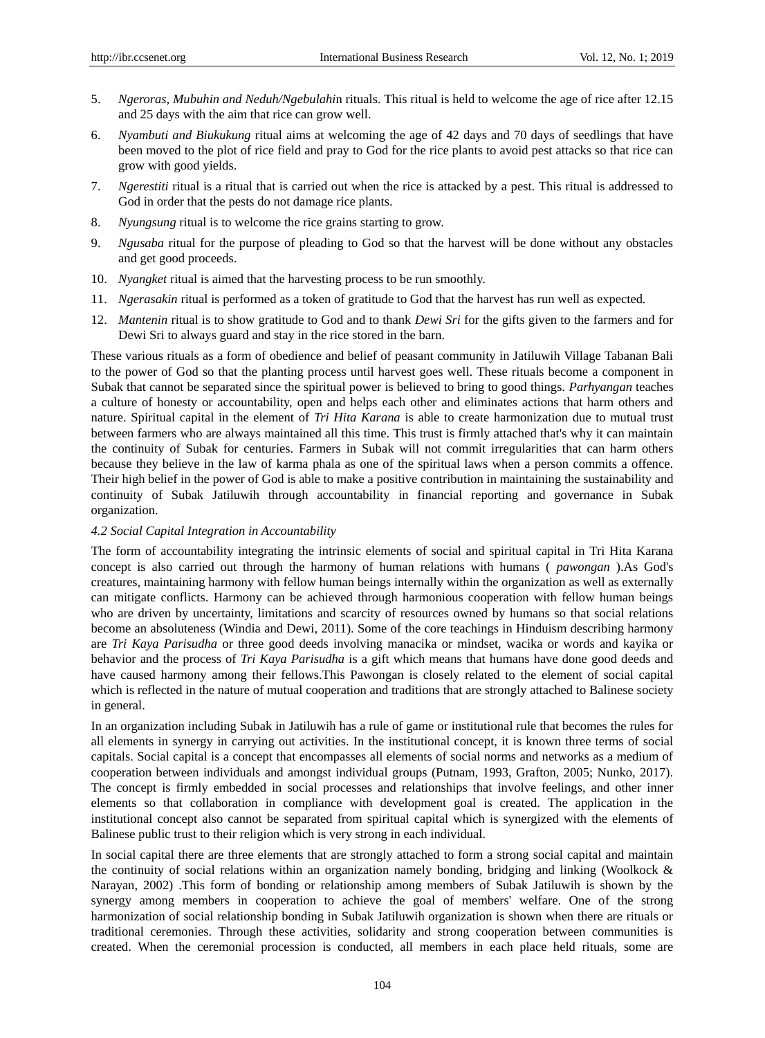5. *Ngeroras, Mubuhin and Neduh/Ngebulahi*n rituals. This ritual is held to welcome the age of rice after 12.15 and 25 days with the aim that rice can grow well.
6. *Nyambuti and Biukukung* ritual aims at welcoming the age of 42 days and 70 days of seedlings that have been moved to the plot of rice field and pray to God for the rice plants to avoid pest attacks so that rice can grow with good yields.
7. *Ngerestiti* ritual is a ritual that is carried out when the rice is attacked by a pest. This ritual is addressed to God in order that the pests do not damage rice plants.
8. *Nyungsung* ritual is to welcome the rice grains starting to grow.
9. *Ngusaba* ritual for the purpose of pleading to God so that the harvest will be done without any obstacles and get good proceeds.
10. *Nyangket* ritual is aimed that the harvesting process to be run smoothly.
11. *Ngerasakin* ritual is performed as a token of gratitude to God that the harvest has run well as expected.
12. *Mantenin* ritual is to show gratitude to God and to thank *Dewi Sri* for the gifts given to the farmers and for Dewi Sri to always guard and stay in the rice stored in the barn.

These various rituals as a form of obedience and belief of peasant community in Jatiluwih Village Tabanan Bali to the power of God so that the planting process until harvest goes well. These rituals become a component in Subak that cannot be separated since the spiritual power is believed to bring to good things. *Parhyangan* teaches a culture of honesty or accountability, open and helps each other and eliminates actions that harm others and nature. Spiritual capital in the element of *Tri Hita Karana* is able to create harmonization due to mutual trust between farmers who are always maintained all this time. This trust is firmly attached that's why it can maintain the continuity of Subak for centuries. Farmers in Subak will not commit irregularities that can harm others because they believe in the law of karma phala as one of the spiritual laws when a person commits a offence. Their high belief in the power of God is able to make a positive contribution in maintaining the sustainability and continuity of Subak Jatiluwih through accountability in financial reporting and governance in Subak organization.

### *4.2 Social Capital Integration in Accountability*

The form of accountability integrating the intrinsic elements of social and spiritual capital in Tri Hita Karana concept is also carried out through the harmony of human relations with humans ( *pawongan* ).As God's creatures, maintaining harmony with fellow human beings internally within the organization as well as externally can mitigate conflicts. Harmony can be achieved through harmonious cooperation with fellow human beings who are driven by uncertainty, limitations and scarcity of resources owned by humans so that social relations become an absoluteness (Windia and Dewi, 2011). Some of the core teachings in Hinduism describing harmony are *Tri Kaya Parisudha* or three good deeds involving manacika or mindset, wacika or words and kayika or behavior and the process of *Tri Kaya Parisudha* is a gift which means that humans have done good deeds and have caused harmony among their fellows.This Pawongan is closely related to the element of social capital which is reflected in the nature of mutual cooperation and traditions that are strongly attached to Balinese society in general.

In an organization including Subak in Jatiluwih has a rule of game or institutional rule that becomes the rules for all elements in synergy in carrying out activities. In the institutional concept, it is known three terms of social capitals. Social capital is a concept that encompasses all elements of social norms and networks as a medium of cooperation between individuals and amongst individual groups (Putnam, 1993, Grafton, 2005; Nunko, 2017). The concept is firmly embedded in social processes and relationships that involve feelings, and other inner elements so that collaboration in compliance with development goal is created. The application in the institutional concept also cannot be separated from spiritual capital which is synergized with the elements of Balinese public trust to their religion which is very strong in each individual.

In social capital there are three elements that are strongly attached to form a strong social capital and maintain the continuity of social relations within an organization namely bonding, bridging and linking (Woolkock & Narayan, 2002) .This form of bonding or relationship among members of Subak Jatiluwih is shown by the synergy among members in cooperation to achieve the goal of members' welfare. One of the strong harmonization of social relationship bonding in Subak Jatiluwih organization is shown when there are rituals or traditional ceremonies. Through these activities, solidarity and strong cooperation between communities is created. When the ceremonial procession is conducted, all members in each place held rituals, some are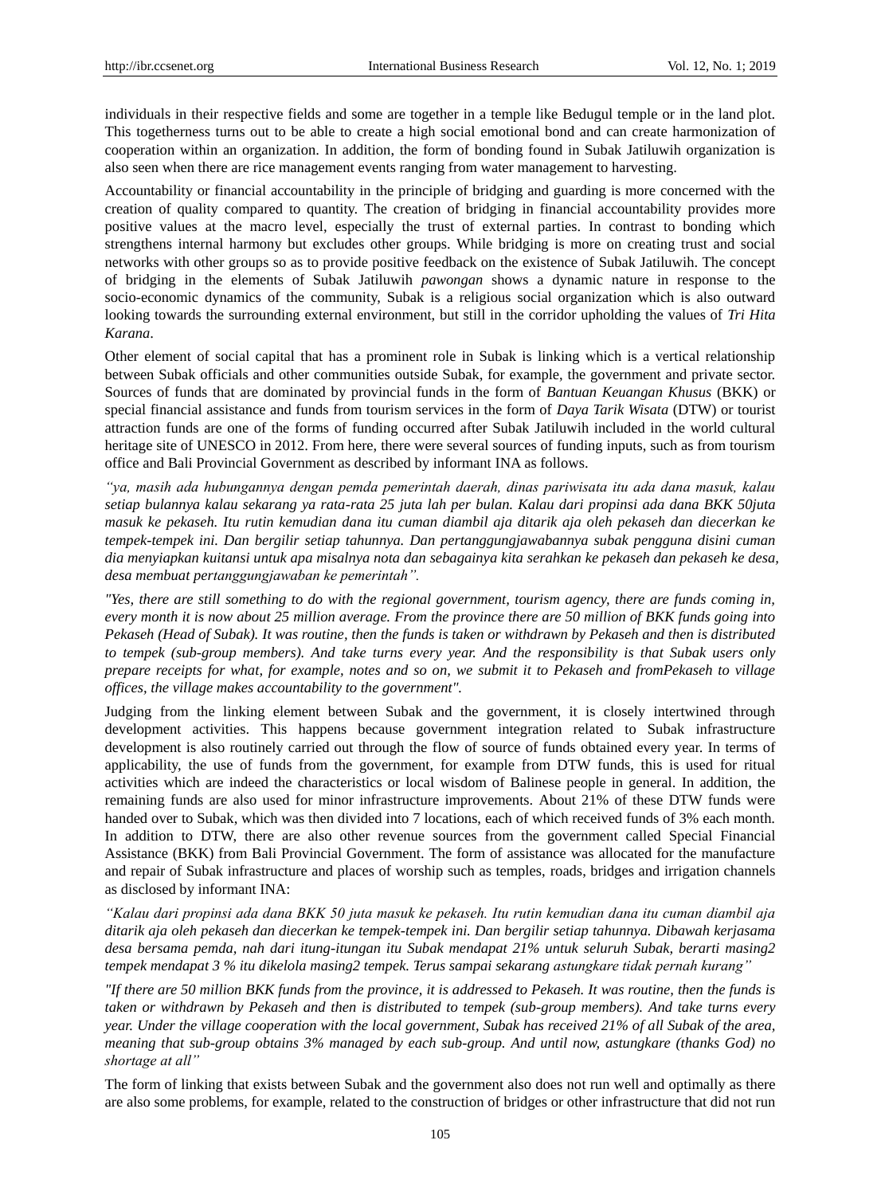individuals in their respective fields and some are together in a temple like Bedugul temple or in the land plot. This togetherness turns out to be able to create a high social emotional bond and can create harmonization of cooperation within an organization. In addition, the form of bonding found in Subak Jatiluwih organization is also seen when there are rice management events ranging from water management to harvesting.

Accountability or financial accountability in the principle of bridging and guarding is more concerned with the creation of quality compared to quantity. The creation of bridging in financial accountability provides more positive values at the macro level, especially the trust of external parties. In contrast to bonding which strengthens internal harmony but excludes other groups. While bridging is more on creating trust and social networks with other groups so as to provide positive feedback on the existence of Subak Jatiluwih. The concept of bridging in the elements of Subak Jatiluwih *pawongan* shows a dynamic nature in response to the socio-economic dynamics of the community, Subak is a religious social organization which is also outward looking towards the surrounding external environment, but still in the corridor upholding the values of *Tri Hita Karana*.

Other element of social capital that has a prominent role in Subak is linking which is a vertical relationship between Subak officials and other communities outside Subak, for example, the government and private sector. Sources of funds that are dominated by provincial funds in the form of *Bantuan Keuangan Khusus* (BKK) or special financial assistance and funds from tourism services in the form of *Daya Tarik Wisata* (DTW) or tourist attraction funds are one of the forms of funding occurred after Subak Jatiluwih included in the world cultural heritage site of UNESCO in 2012. From here, there were several sources of funding inputs, such as from tourism office and Bali Provincial Government as described by informant INA as follows.

*"ya, masih ada hubungannya dengan pemda pemerintah daerah, dinas pariwisata itu ada dana masuk, kalau setiap bulannya kalau sekarang ya rata-rata 25 juta lah per bulan. Kalau dari propinsi ada dana BKK 50juta masuk ke pekaseh. Itu rutin kemudian dana itu cuman diambil aja ditarik aja oleh pekaseh dan diecerkan ke tempek-tempek ini. Dan bergilir setiap tahunnya. Dan pertanggungjawabannya subak pengguna disini cuman dia menyiapkan kuitansi untuk apa misalnya nota dan sebagainya kita serahkan ke pekaseh dan pekaseh ke desa, desa membuat pertanggungjawaban ke pemerintah".*

*"Yes, there are still something to do with the regional government, tourism agency, there are funds coming in, every month it is now about 25 million average. From the province there are 50 million of BKK funds going into Pekaseh (Head of Subak). It was routine, then the funds is taken or withdrawn by Pekaseh and then is distributed to tempek (sub-group members). And take turns every year. And the responsibility is that Subak users only prepare receipts for what, for example, notes and so on, we submit it to Pekaseh and fromPekaseh to village offices, the village makes accountability to the government".*

Judging from the linking element between Subak and the government, it is closely intertwined through development activities. This happens because government integration related to Subak infrastructure development is also routinely carried out through the flow of source of funds obtained every year. In terms of applicability, the use of funds from the government, for example from DTW funds, this is used for ritual activities which are indeed the characteristics or local wisdom of Balinese people in general. In addition, the remaining funds are also used for minor infrastructure improvements. About 21% of these DTW funds were handed over to Subak, which was then divided into 7 locations, each of which received funds of 3% each month. In addition to DTW, there are also other revenue sources from the government called Special Financial Assistance (BKK) from Bali Provincial Government. The form of assistance was allocated for the manufacture and repair of Subak infrastructure and places of worship such as temples, roads, bridges and irrigation channels as disclosed by informant INA:

*"Kalau dari propinsi ada dana BKK 50 juta masuk ke pekaseh. Itu rutin kemudian dana itu cuman diambil aja ditarik aja oleh pekaseh dan diecerkan ke tempek-tempek ini. Dan bergilir setiap tahunnya. Dibawah kerjasama desa bersama pemda, nah dari itung-itungan itu Subak mendapat 21% untuk seluruh Subak, berarti masing2 tempek mendapat 3 % itu dikelola masing2 tempek. Terus sampai sekarang astungkare tidak pernah kurang"*

*"If there are 50 million BKK funds from the province, it is addressed to Pekaseh. It was routine, then the funds is taken or withdrawn by Pekaseh and then is distributed to tempek (sub-group members). And take turns every year. Under the village cooperation with the local government, Subak has received 21% of all Subak of the area, meaning that sub-group obtains 3% managed by each sub-group. And until now, astungkare (thanks God) no shortage at all"*

The form of linking that exists between Subak and the government also does not run well and optimally as there are also some problems, for example, related to the construction of bridges or other infrastructure that did not run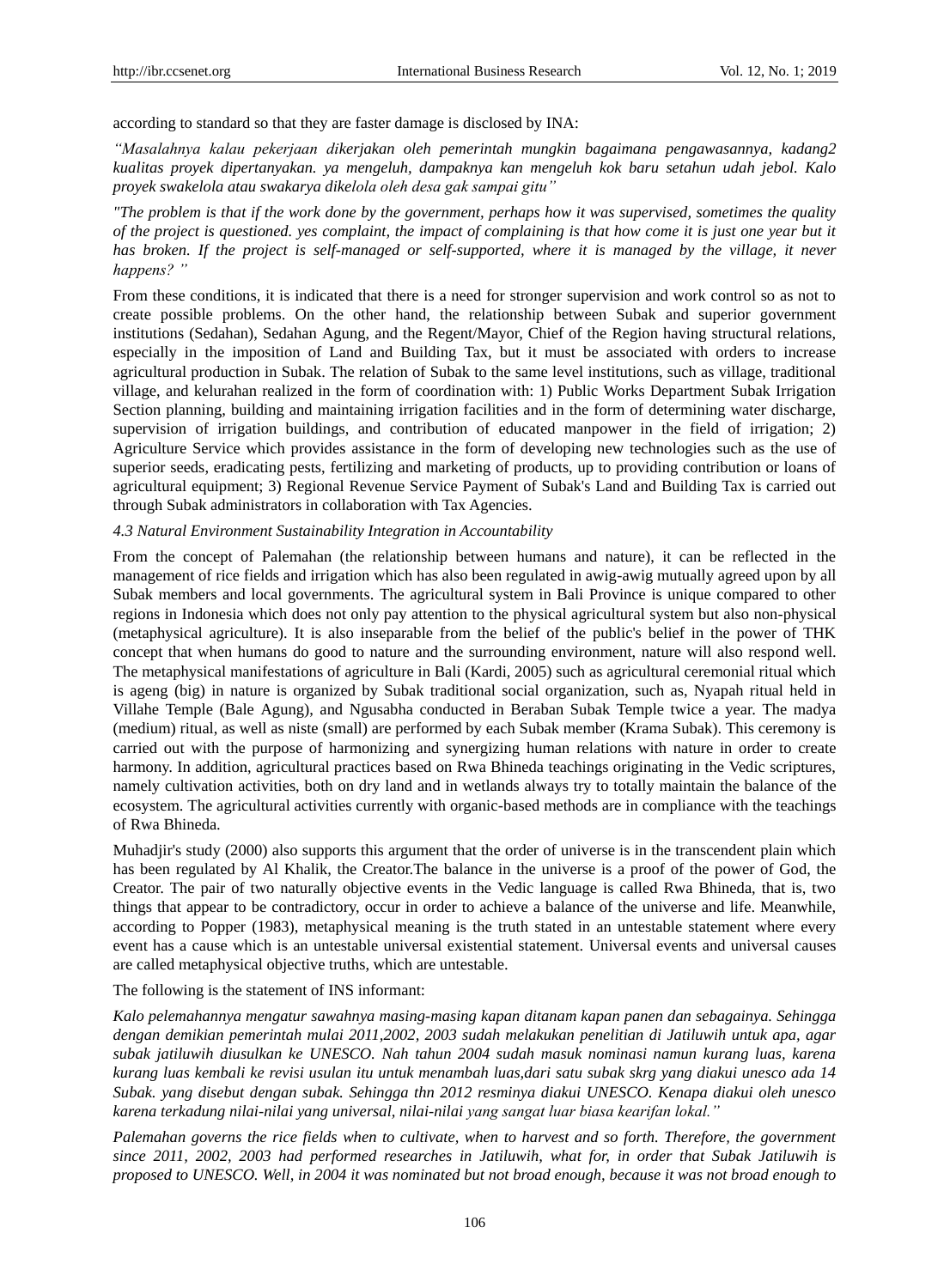according to standard so that they are faster damage is disclosed by INA:

*"Masalahnya kalau pekerjaan dikerjakan oleh pemerintah mungkin bagaimana pengawasannya, kadang2 kualitas proyek dipertanyakan. ya mengeluh, dampaknya kan mengeluh kok baru setahun udah jebol. Kalo proyek swakelola atau swakarya dikelola oleh desa gak sampai gitu"*

*"The problem is that if the work done by the government, perhaps how it was supervised, sometimes the quality of the project is questioned. yes complaint, the impact of complaining is that how come it is just one year but it has broken. If the project is self-managed or self-supported, where it is managed by the village, it never happens? "*

From these conditions, it is indicated that there is a need for stronger supervision and work control so as not to create possible problems. On the other hand, the relationship between Subak and superior government institutions (Sedahan), Sedahan Agung, and the Regent/Mayor, Chief of the Region having structural relations, especially in the imposition of Land and Building Tax, but it must be associated with orders to increase agricultural production in Subak. The relation of Subak to the same level institutions, such as village, traditional village, and kelurahan realized in the form of coordination with: 1) Public Works Department Subak Irrigation Section planning, building and maintaining irrigation facilities and in the form of determining water discharge, supervision of irrigation buildings, and contribution of educated manpower in the field of irrigation; 2) Agriculture Service which provides assistance in the form of developing new technologies such as the use of superior seeds, eradicating pests, fertilizing and marketing of products, up to providing contribution or loans of agricultural equipment; 3) Regional Revenue Service Payment of Subak's Land and Building Tax is carried out through Subak administrators in collaboration with Tax Agencies.

### *4.3 Natural Environment Sustainability Integration in Accountability*

From the concept of Palemahan (the relationship between humans and nature), it can be reflected in the management of rice fields and irrigation which has also been regulated in awig-awig mutually agreed upon by all Subak members and local governments. The agricultural system in Bali Province is unique compared to other regions in Indonesia which does not only pay attention to the physical agricultural system but also non-physical (metaphysical agriculture). It is also inseparable from the belief of the public's belief in the power of THK concept that when humans do good to nature and the surrounding environment, nature will also respond well. The metaphysical manifestations of agriculture in Bali (Kardi, 2005) such as agricultural ceremonial ritual which is ageng (big) in nature is organized by Subak traditional social organization, such as, Nyapah ritual held in Villahe Temple (Bale Agung), and Ngusabha conducted in Beraban Subak Temple twice a year. The madya (medium) ritual, as well as niste (small) are performed by each Subak member (Krama Subak). This ceremony is carried out with the purpose of harmonizing and synergizing human relations with nature in order to create harmony. In addition, agricultural practices based on Rwa Bhineda teachings originating in the Vedic scriptures, namely cultivation activities, both on dry land and in wetlands always try to totally maintain the balance of the ecosystem. The agricultural activities currently with organic-based methods are in compliance with the teachings of Rwa Bhineda.

Muhadjir's study (2000) also supports this argument that the order of universe is in the transcendent plain which has been regulated by Al Khalik, the Creator.The balance in the universe is a proof of the power of God, the Creator. The pair of two naturally objective events in the Vedic language is called Rwa Bhineda, that is, two things that appear to be contradictory, occur in order to achieve a balance of the universe and life. Meanwhile, according to Popper (1983), metaphysical meaning is the truth stated in an untestable statement where every event has a cause which is an untestable universal existential statement. Universal events and universal causes are called metaphysical objective truths, which are untestable.

The following is the statement of INS informant:

*Kalo pelemahannya mengatur sawahnya masing-masing kapan ditanam kapan panen dan sebagainya. Sehingga dengan demikian pemerintah mulai 2011,2002, 2003 sudah melakukan penelitian di Jatiluwih untuk apa, agar subak jatiluwih diusulkan ke UNESCO. Nah tahun 2004 sudah masuk nominasi namun kurang luas, karena kurang luas kembali ke revisi usulan itu untuk menambah luas,dari satu subak skrg yang diakui unesco ada 14 Subak. yang disebut dengan subak. Sehingga thn 2012 resminya diakui UNESCO. Kenapa diakui oleh unesco karena terkadung nilai-nilai yang universal, nilai-nilai yang sangat luar biasa kearifan lokal."*

*Palemahan governs the rice fields when to cultivate, when to harvest and so forth. Therefore, the government since 2011, 2002, 2003 had performed researches in Jatiluwih, what for, in order that Subak Jatiluwih is proposed to UNESCO. Well, in 2004 it was nominated but not broad enough, because it was not broad enough to*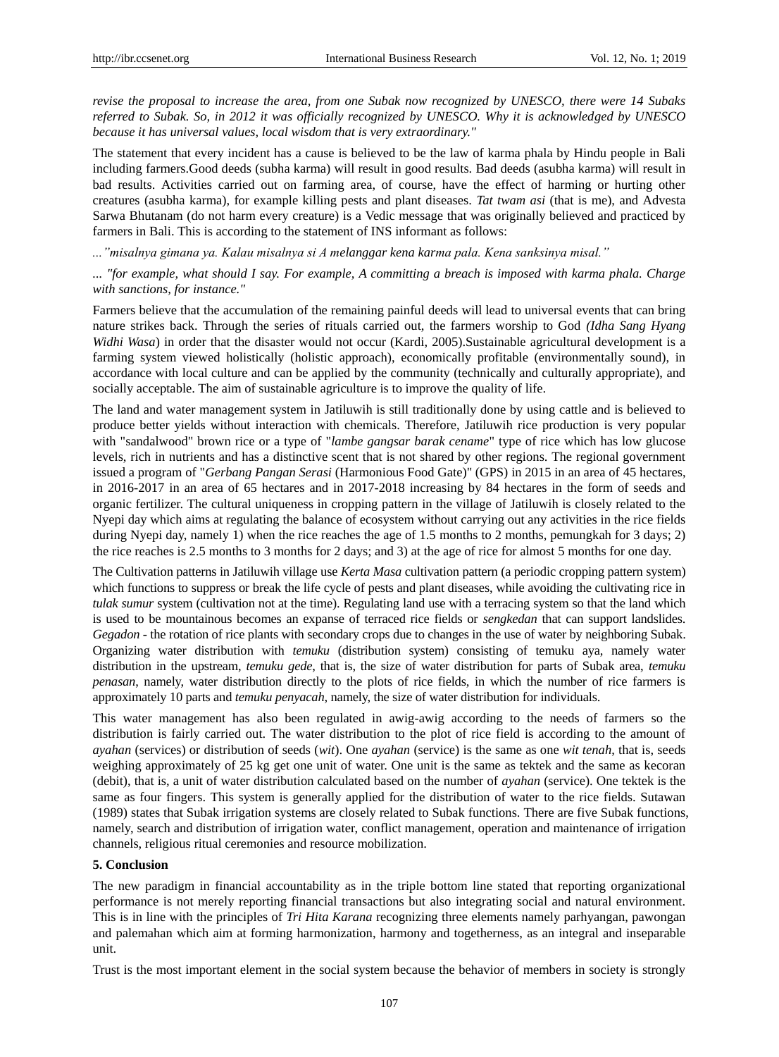*revise the proposal to increase the area, from one Subak now recognized by UNESCO, there were 14 Subaks referred to Subak. So, in 2012 it was officially recognized by UNESCO. Why it is acknowledged by UNESCO because it has universal values, local wisdom that is very extraordinary."*

The statement that every incident has a cause is believed to be the law of karma phala by Hindu people in Bali including farmers.Good deeds (subha karma) will result in good results. Bad deeds (asubha karma) will result in bad results. Activities carried out on farming area, of course, have the effect of harming or hurting other creatures (asubha karma), for example killing pests and plant diseases. *Tat twam asi* (that is me), and Advesta Sarwa Bhutanam (do not harm every creature) is a Vedic message that was originally believed and practiced by farmers in Bali. This is according to the statement of INS informant as follows:

*..."misalnya gimana ya. Kalau misalnya si A melanggar kena karma pala. Kena sanksinya misal."*

*... "for example, what should I say. For example, A committing a breach is imposed with karma phala. Charge with sanctions, for instance."*

Farmers believe that the accumulation of the remaining painful deeds will lead to universal events that can bring nature strikes back. Through the series of rituals carried out, the farmers worship to God *(Idha Sang Hyang Widhi Wasa*) in order that the disaster would not occur (Kardi, 2005).Sustainable agricultural development is a farming system viewed holistically (holistic approach), economically profitable (environmentally sound), in accordance with local culture and can be applied by the community (technically and culturally appropriate), and socially acceptable. The aim of sustainable agriculture is to improve the quality of life.

The land and water management system in Jatiluwih is still traditionally done by using cattle and is believed to produce better yields without interaction with chemicals. Therefore, Jatiluwih rice production is very popular with "sandalwood" brown rice or a type of "*lambe gangsar barak cename*" type of rice which has low glucose levels, rich in nutrients and has a distinctive scent that is not shared by other regions. The regional government issued a program of "*Gerbang Pangan Serasi* (Harmonious Food Gate)" (GPS) in 2015 in an area of 45 hectares, in 2016-2017 in an area of 65 hectares and in 2017-2018 increasing by 84 hectares in the form of seeds and organic fertilizer. The cultural uniqueness in cropping pattern in the village of Jatiluwih is closely related to the Nyepi day which aims at regulating the balance of ecosystem without carrying out any activities in the rice fields during Nyepi day, namely 1) when the rice reaches the age of 1.5 months to 2 months, pemungkah for 3 days; 2) the rice reaches is 2.5 months to 3 months for 2 days; and 3) at the age of rice for almost 5 months for one day.

The Cultivation patterns in Jatiluwih village use *Kerta Masa* cultivation pattern (a periodic cropping pattern system) which functions to suppress or break the life cycle of pests and plant diseases, while avoiding the cultivating rice in *tulak sumur* system (cultivation not at the time). Regulating land use with a terracing system so that the land which is used to be mountainous becomes an expanse of terraced rice fields or *sengkedan* that can support landslides. *Gegadon* - the rotation of rice plants with secondary crops due to changes in the use of water by neighboring Subak. Organizing water distribution with *temuku* (distribution system) consisting of temuku aya, namely water distribution in the upstream, *temuku gede*, that is, the size of water distribution for parts of Subak area, *temuku penasan*, namely, water distribution directly to the plots of rice fields, in which the number of rice farmers is approximately 10 parts and *temuku penyacah*, namely, the size of water distribution for individuals.

This water management has also been regulated in awig-awig according to the needs of farmers so the distribution is fairly carried out. The water distribution to the plot of rice field is according to the amount of *ayahan* (services) or distribution of seeds (*wit*). One *ayahan* (service) is the same as one *wit tenah*, that is, seeds weighing approximately of 25 kg get one unit of water. One unit is the same as tektek and the same as kecoran (debit), that is, a unit of water distribution calculated based on the number of *ayahan* (service). One tektek is the same as four fingers. This system is generally applied for the distribution of water to the rice fields. Sutawan (1989) states that Subak irrigation systems are closely related to Subak functions. There are five Subak functions, namely, search and distribution of irrigation water, conflict management, operation and maintenance of irrigation channels, religious ritual ceremonies and resource mobilization.

## 5. Conclusion

The new paradigm in financial accountability as in the triple bottom line stated that reporting organizational performance is not merely reporting financial transactions but also integrating social and natural environment. This is in line with the principles of *Tri Hita Karana* recognizing three elements namely parhyangan, pawongan and palemahan which aim at forming harmonization, harmony and togetherness, as an integral and inseparable unit.

Trust is the most important element in the social system because the behavior of members in society is strongly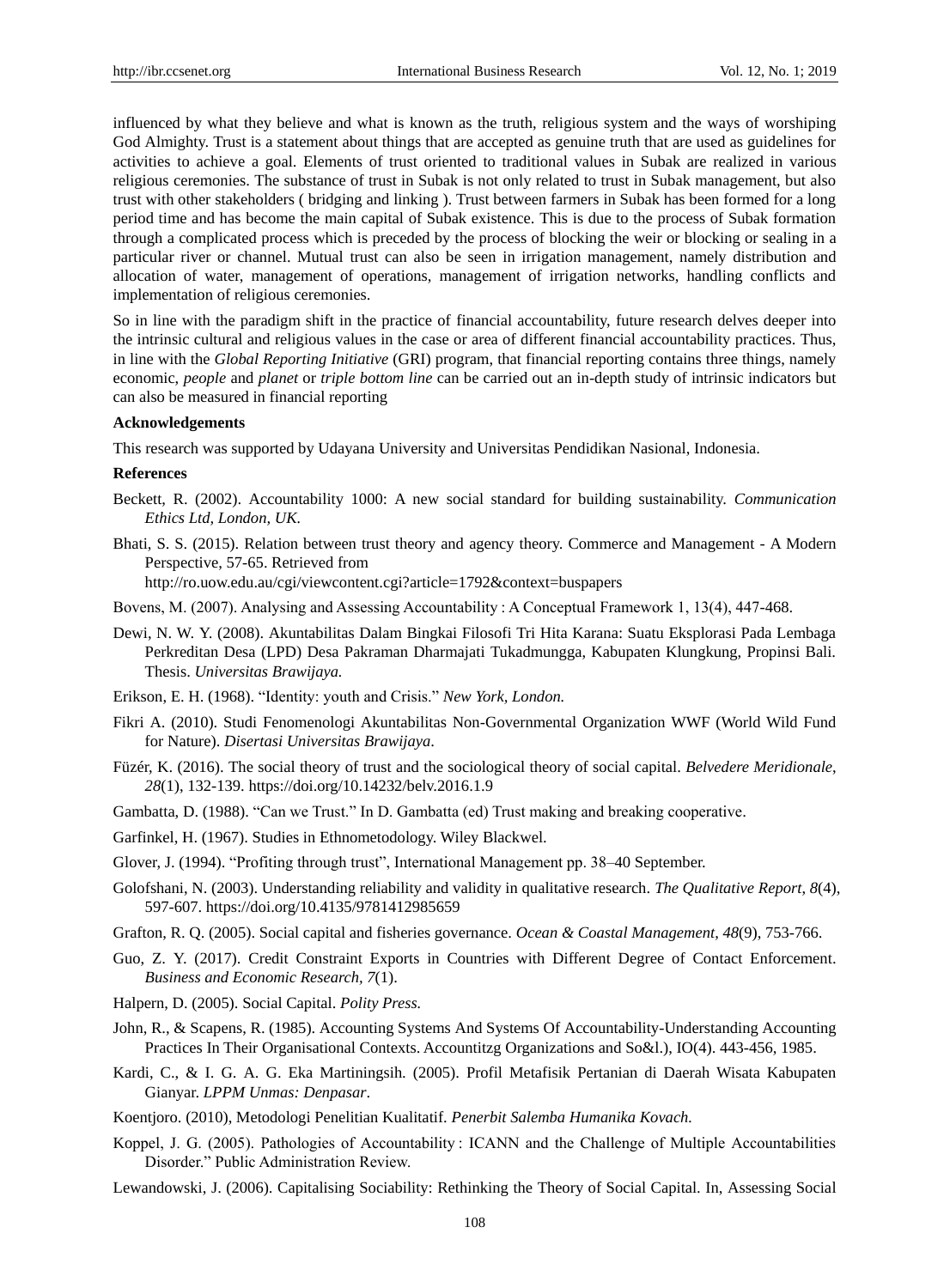influenced by what they believe and what is known as the truth, religious system and the ways of worshiping God Almighty. Trust is a statement about things that are accepted as genuine truth that are used as guidelines for activities to achieve a goal. Elements of trust oriented to traditional values in Subak are realized in various religious ceremonies. The substance of trust in Subak is not only related to trust in Subak management, but also trust with other stakeholders ( bridging and linking ). Trust between farmers in Subak has been formed for a long period time and has become the main capital of Subak existence. This is due to the process of Subak formation through a complicated process which is preceded by the process of blocking the weir or blocking or sealing in a particular river or channel. Mutual trust can also be seen in irrigation management, namely distribution and allocation of water, management of operations, management of irrigation networks, handling conflicts and implementation of religious ceremonies.

So in line with the paradigm shift in the practice of financial accountability, future research delves deeper into the intrinsic cultural and religious values in the case or area of different financial accountability practices. Thus, in line with the *Global Reporting Initiative* (GRI) program, that financial reporting contains three things, namely economic, *people* and *planet* or *triple bottom line* can be carried out an in-depth study of intrinsic indicators but can also be measured in financial reporting

**Acknowledgements**

This research was supported by Udayana University and Universitas Pendidikan Nasional, Indonesia.

**References**

Beckett, R. (2002). Accountability 1000: A new social standard for building sustainability. *Communication Ethics Ltd, London, UK.*

Bhati, S. S. (2015). Relation between trust theory and agency theory. Commerce and Management - A Modern Perspective, 57-65. Retrieved from http://ro.uow.edu.au/cgi/viewcontent.cgi?article=1792&context=buspapers

Bovens, M. (2007). Analysing and Assessing Accountability : A Conceptual Framework 1, 13(4), 447-468.

Dewi, N. W. Y. (2008). Akuntabilitas Dalam Bingkai Filosofi Tri Hita Karana: Suatu Eksplorasi Pada Lembaga Perkreditan Desa (LPD) Desa Pakraman Dharmajati Tukadmungga, Kabupaten Klungkung, Propinsi Bali. Thesis. *Universitas Brawijaya.*

Erikson, E. H. (1968). "Identity: youth and Crisis." *New York, London.*

Fikri A. (2010). Studi Fenomenologi Akuntabilitas Non-Governmental Organization WWF (World Wild Fund for Nature). *Disertasi Universitas Brawijaya*.

Füzér, K. (2016). The social theory of trust and the sociological theory of social capital. *Belvedere Meridionale*, *28*(1), 132-139. https://doi.org/10.14232/belv.2016.1.9

Gambatta, D. (1988). "Can we Trust." In D. Gambatta (ed) Trust making and breaking cooperative.

Garfinkel, H. (1967). Studies in Ethnometodology. Wiley Blackwel.

Glover, J. (1994). "Profiting through trust", International Management pp. 38–40 September.

Golofshani, N. (2003). Understanding reliability and validity in qualitative research. *The Qualitative Report, 8*(4), 597-607. https://doi.org/10.4135/9781412985659

Grafton, R. Q. (2005). Social capital and fisheries governance. *Ocean & Coastal Management, 48*(9), 753-766.

Guo, Z. Y. (2017). Credit Constraint Exports in Countries with Different Degree of Contact Enforcement. *Business and Economic Research, 7*(1).

Halpern, D. (2005). Social Capital. *Polity Press.*

John, R., & Scapens, R. (1985). Accounting Systems And Systems Of Accountability-Understanding Accounting Practices In Their Organisational Contexts. Accountitzg Organizations and So&l.), IO(4). 443-456, 1985.

Kardi, C., & I. G. A. G. Eka Martiningsih. (2005). Profil Metafisik Pertanian di Daerah Wisata Kabupaten Gianyar. *LPPM Unmas: Denpasar*.

Koentjoro. (2010), Metodologi Penelitian Kualitatif. *Penerbit Salemba Humanika Kovach.*

Koppel, J. G. (2005). Pathologies of Accountability : ICANN and the Challenge of Multiple Accountabilities Disorder." Public Administration Review.

Lewandowski, J. (2006). Capitalising Sociability: Rethinking the Theory of Social Capital. In, Assessing Social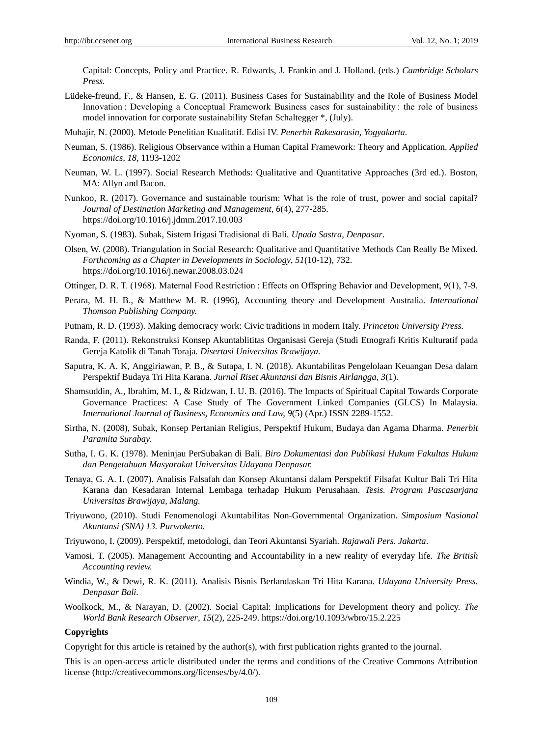Capital: Concepts, Policy and Practice. R. Edwards, J. Frankin and J. Holland. (eds.) *Cambridge Scholars Press.*

Lüdeke-freund, F., & Hansen, E. G. (2011). Business Cases for Sustainability and the Role of Business Model Innovation : Developing a Conceptual Framework Business cases for sustainability : the role of business model innovation for corporate sustainability Stefan Schaltegger *, (July).

Muhajir, N. (2000). Metode Penelitian Kualitatif. Edisi IV. *Penerbit Rakesarasin, Yogyakarta.*

Neuman, S. (1986). Religious Observance within a Human Capital Framework: Theory and Application. *Applied Economics, 18,* 1193-1202

Neuman, W. L. (1997). Social Research Methods: Qualitative and Quantitative Approaches (3rd ed.). Boston, MA: Allyn and Bacon.

Nunkoo, R. (2017). Governance and sustainable tourism: What is the role of trust, power and social capital? *Journal of Destination Marketing and Management*, *6*(4), 277-285. https://doi.org/10.1016/j.jdmm.2017.10.003

Nyoman, S. (1983). Subak, Sistem Irigasi Tradisional di Bali*. Upada Sastra, Denpasar*.

Olsen, W. (2008). Triangulation in Social Research: Qualitative and Quantitative Methods Can Really Be Mixed. *Forthcoming as a Chapter in Developments in Sociology*, *51*(10-12), 732. https://doi.org/10.1016/j.newar.2008.03.024

Ottinger, D. R. T. (1968). Maternal Food Restriction : Effects on Offspring Behavior and Development, 9(1), 7-9.

Perara, M. H. B., & Matthew M. R. (1996), Accounting theory and Development Australia. *International Thomson Publishing Company.*

Putnam, R. D. (1993). Making democracy work: Civic traditions in modern Italy. *Princeton University Press.*

Randa, F. (2011). Rekonstruksi Konsep Akuntablititas Organisasi Gereja (Studi Etnografi Kritis Kulturatif pada Gereja Katolik di Tanah Toraja. *Disertasi Universitas Brawijaya.*

Saputra, K. A. K, Anggiriawan, P. B., & Sutapa, I. N. (2018). Akuntabilitas Pengelolaan Keuangan Desa dalam Perspektif Budaya Tri Hita Karana. *Jurnal Riset Akuntansi dan Bisnis Airlangga*, *3*(1).

Shamsuddin, A., Ibrahim, M. I., & Ridzwan, I. U. B. (2016). The Impacts of Spiritual Capital Towards Corporate Governance Practices: A Case Study of The Government Linked Companies (GLCS) In Malaysia. *International Journal of Business, Economics and Law, 9*(5) (Apr.) ISSN 2289-1552.

Sirtha, N. (2008), Subak, Konsep Pertanian Religius, Perspektif Hukum, Budaya dan Agama Dharma. *Penerbit Paramita Surabay.*

Sutha, I. G. K. (1978). Meninjau PerSubakan di Bali. *Biro Dokumentasi dan Publikasi Hukum Fakultas Hukum dan Pengetahuan Masyarakat Universitas Udayana Denpasar.*

Tenaya, G. A. I. (2007). Analisis Falsafah dan Konsep Akuntansi dalam Perspektif Filsafat Kultur Bali Tri Hita Karana dan Kesadaran Internal Lembaga terhadap Hukum Perusahaan. *Tesis. Program Pascasarjana Universitas Brawijaya, Malang.*

Triyuwono, (2010). Studi Fenomenologi Akuntabilitas Non-Governmental Organization. *Simposium Nasional Akuntansi (SNA) 13. Purwokerto.*

Triyuwono, I. (2009). Perspektif, metodologi, dan Teori Akuntansi Syariah. *Rajawali Pers. Jakarta*.

Vamosi, T. (2005). Management Accounting and Accountability in a new reality of everyday life. *The British Accounting review.*

Windia, W., & Dewi, R. K. (2011). Analisis Bisnis Berlandaskan Tri Hita Karana. *Udayana University Press. Denpasar Bali.*

Woolkock, M., & Narayan, D. (2002). Social Capital: Implications for Development theory and policy. *The World Bank Research Observer*, *15*(2), 225-249. https://doi.org/10.1093/wbro/15.2.225

**Copyrights**

Copyright for this article is retained by the author(s), with first publication rights granted to the journal.

This is an open-access article distributed under the terms and conditions of the Creative Commons Attribution license (http://creativecommons.org/licenses/by/4.0/).